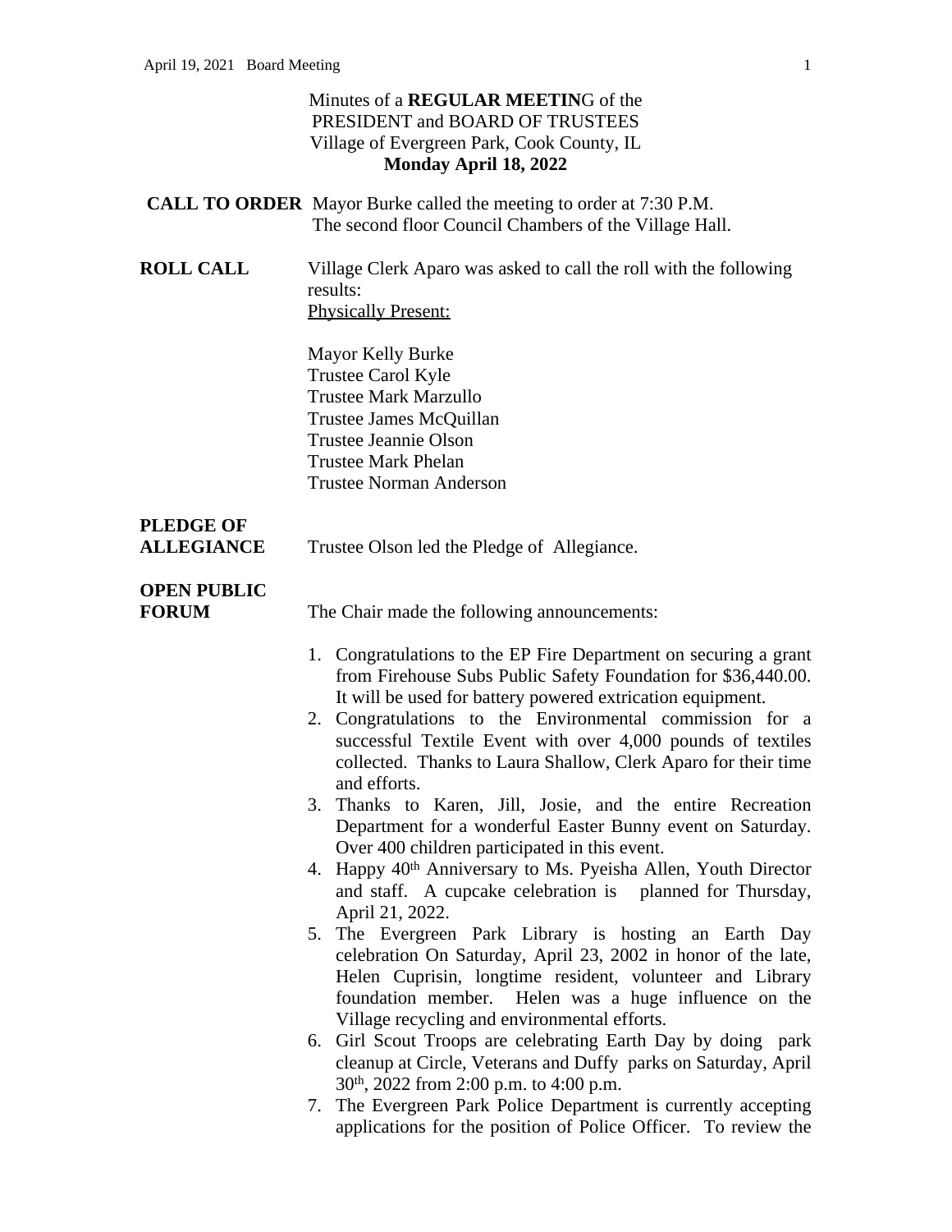Minutes of a **REGULAR MEETIN**G of the
PRESIDENT and BOARD OF TRUSTEES
Village of Evergreen Park, Cook County, IL
**Monday April 18, 2022**

**CALL TO ORDER** Mayor Burke called the meeting to order at 7:30 P.M. The second floor Council Chambers of the Village Hall.

**ROLL CALL** Village Clerk Aparo was asked to call the roll with the following results:

Physically Present:

Mayor Kelly Burke
Trustee Carol Kyle
Trustee Mark Marzullo
Trustee James McQuillan
Trustee Jeannie Olson
Trustee Mark Phelan
Trustee Norman Anderson

**PLEDGE OF ALLEGIANCE** Trustee Olson led the Pledge of Allegiance.

**OPEN PUBLIC FORUM** The Chair made the following announcements:

1. Congratulations to the EP Fire Department on securing a grant from Firehouse Subs Public Safety Foundation for $36,440.00. It will be used for battery powered extrication equipment.
2. Congratulations to the Environmental commission for a successful Textile Event with over 4,000 pounds of textiles collected. Thanks to Laura Shallow, Clerk Aparo for their time and efforts.
3. Thanks to Karen, Jill, Josie, and the entire Recreation Department for a wonderful Easter Bunny event on Saturday. Over 400 children participated in this event.
4. Happy 40th Anniversary to Ms. Pyeisha Allen, Youth Director and staff. A cupcake celebration is planned for Thursday, April 21, 2022.
5. The Evergreen Park Library is hosting an Earth Day celebration On Saturday, April 23, 2002 in honor of the late, Helen Cuprisin, longtime resident, volunteer and Library foundation member. Helen was a huge influence on the Village recycling and environmental efforts.
6. Girl Scout Troops are celebrating Earth Day by doing park cleanup at Circle, Veterans and Duffy parks on Saturday, April 30th, 2022 from 2:00 p.m. to 4:00 p.m.
7. The Evergreen Park Police Department is currently accepting applications for the position of Police Officer. To review the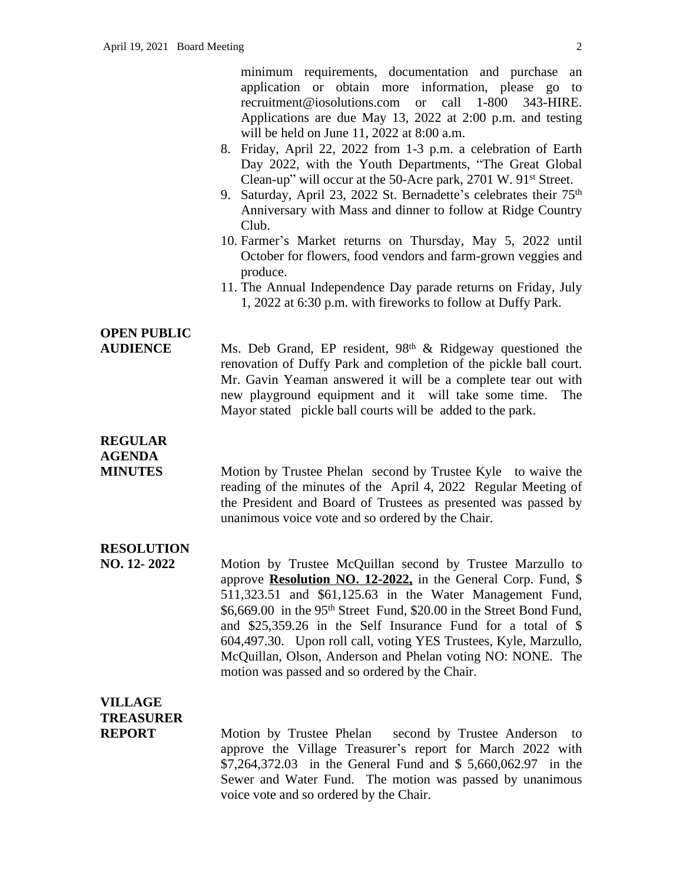minimum requirements, documentation and purchase an application or obtain more information, please go to recruitment@iosolutions.com or call 1-800 343-HIRE. Applications are due May 13, 2022 at 2:00 p.m. and testing will be held on June 11, 2022 at 8:00 a.m.

8. Friday, April 22, 2022 from 1-3 p.m. a celebration of Earth Day 2022, with the Youth Departments, "The Great Global Clean-up" will occur at the 50-Acre park, 2701 W. 91st Street.
9. Saturday, April 23, 2022 St. Bernadette's celebrates their 75th Anniversary with Mass and dinner to follow at Ridge Country Club.
10. Farmer's Market returns on Thursday, May 5, 2022 until October for flowers, food vendors and farm-grown veggies and produce.
11. The Annual Independence Day parade returns on Friday, July 1, 2022 at 6:30 p.m. with fireworks to follow at Duffy Park.

**OPEN PUBLIC AUDIENCE**

Ms. Deb Grand, EP resident, 98th & Ridgeway questioned the renovation of Duffy Park and completion of the pickle ball court. Mr. Gavin Yeaman answered it will be a complete tear out with new playground equipment and it will take some time. The Mayor stated pickle ball courts will be added to the park.

**REGULAR AGENDA MINUTES**

Motion by Trustee Phelan second by Trustee Kyle to waive the reading of the minutes of the April 4, 2022 Regular Meeting of the President and Board of Trustees as presented was passed by unanimous voice vote and so ordered by the Chair.

**RESOLUTION NO. 12- 2022**

Motion by Trustee McQuillan second by Trustee Marzullo to approve **Resolution NO. 12-2022,** in the General Corp. Fund, $ 511,323.51 and $61,125.63 in the Water Management Fund, $6,669.00 in the 95th Street Fund, $20.00 in the Street Bond Fund, and $25,359.26 in the Self Insurance Fund for a total of $ 604,497.30. Upon roll call, voting YES Trustees, Kyle, Marzullo, McQuillan, Olson, Anderson and Phelan voting NO: NONE. The motion was passed and so ordered by the Chair.

**VILLAGE TREASURER REPORT**

Motion by Trustee Phelan second by Trustee Anderson to approve the Village Treasurer's report for March 2022 with $7,264,372.03 in the General Fund and $ 5,660,062.97 in the Sewer and Water Fund. The motion was passed by unanimous voice vote and so ordered by the Chair.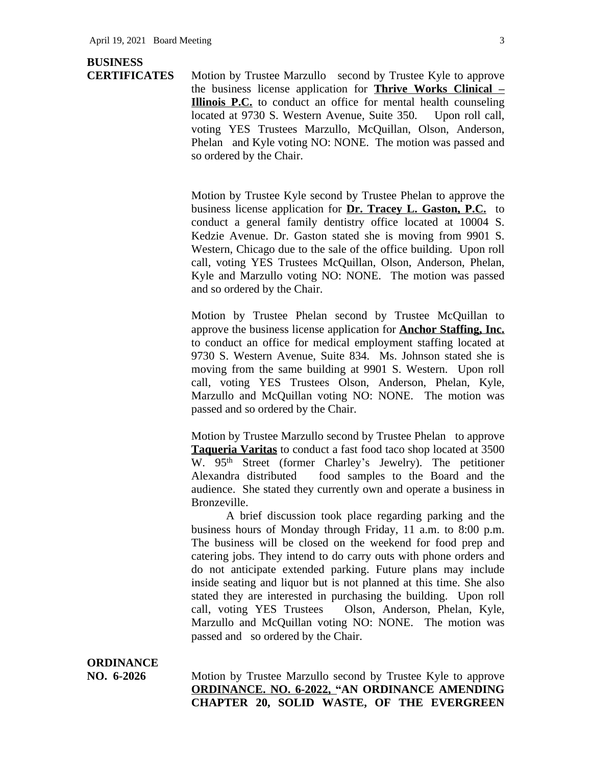**BUSINESS CERTIFICATES**

Motion by Trustee Marzullo second by Trustee Kyle to approve the business license application for **Thrive Works Clinical – Illinois P.C.** to conduct an office for mental health counseling located at 9730 S. Western Avenue, Suite 350. Upon roll call, voting YES Trustees Marzullo, McQuillan, Olson, Anderson, Phelan and Kyle voting NO: NONE. The motion was passed and so ordered by the Chair.

Motion by Trustee Kyle second by Trustee Phelan to approve the business license application for **Dr. Tracey L. Gaston, P.C.** to conduct a general family dentistry office located at 10004 S. Kedzie Avenue. Dr. Gaston stated she is moving from 9901 S. Western, Chicago due to the sale of the office building. Upon roll call, voting YES Trustees McQuillan, Olson, Anderson, Phelan, Kyle and Marzullo voting NO: NONE. The motion was passed and so ordered by the Chair.

Motion by Trustee Phelan second by Trustee McQuillan to approve the business license application for **Anchor Staffing, Inc.** to conduct an office for medical employment staffing located at 9730 S. Western Avenue, Suite 834. Ms. Johnson stated she is moving from the same building at 9901 S. Western. Upon roll call, voting YES Trustees Olson, Anderson, Phelan, Kyle, Marzullo and McQuillan voting NO: NONE. The motion was passed and so ordered by the Chair.

Motion by Trustee Marzullo second by Trustee Phelan to approve **Taqueria Varitas** to conduct a fast food taco shop located at 3500 W. 95th Street (former Charley's Jewelry). The petitioner Alexandra distributed food samples to the Board and the audience. She stated they currently own and operate a business in Bronzeville.

A brief discussion took place regarding parking and the business hours of Monday through Friday, 11 a.m. to 8:00 p.m. The business will be closed on the weekend for food prep and catering jobs. They intend to do carry outs with phone orders and do not anticipate extended parking. Future plans may include inside seating and liquor but is not planned at this time. She also stated they are interested in purchasing the building. Upon roll call, voting YES Trustees Olson, Anderson, Phelan, Kyle, Marzullo and McQuillan voting NO: NONE. The motion was passed and so ordered by the Chair.

**ORDINANCE NO. 6-2026**

Motion by Trustee Marzullo second by Trustee Kyle to approve **ORDINANCE. NO. 6-2022, "AN ORDINANCE AMENDING CHAPTER 20, SOLID WASTE, OF THE EVERGREEN**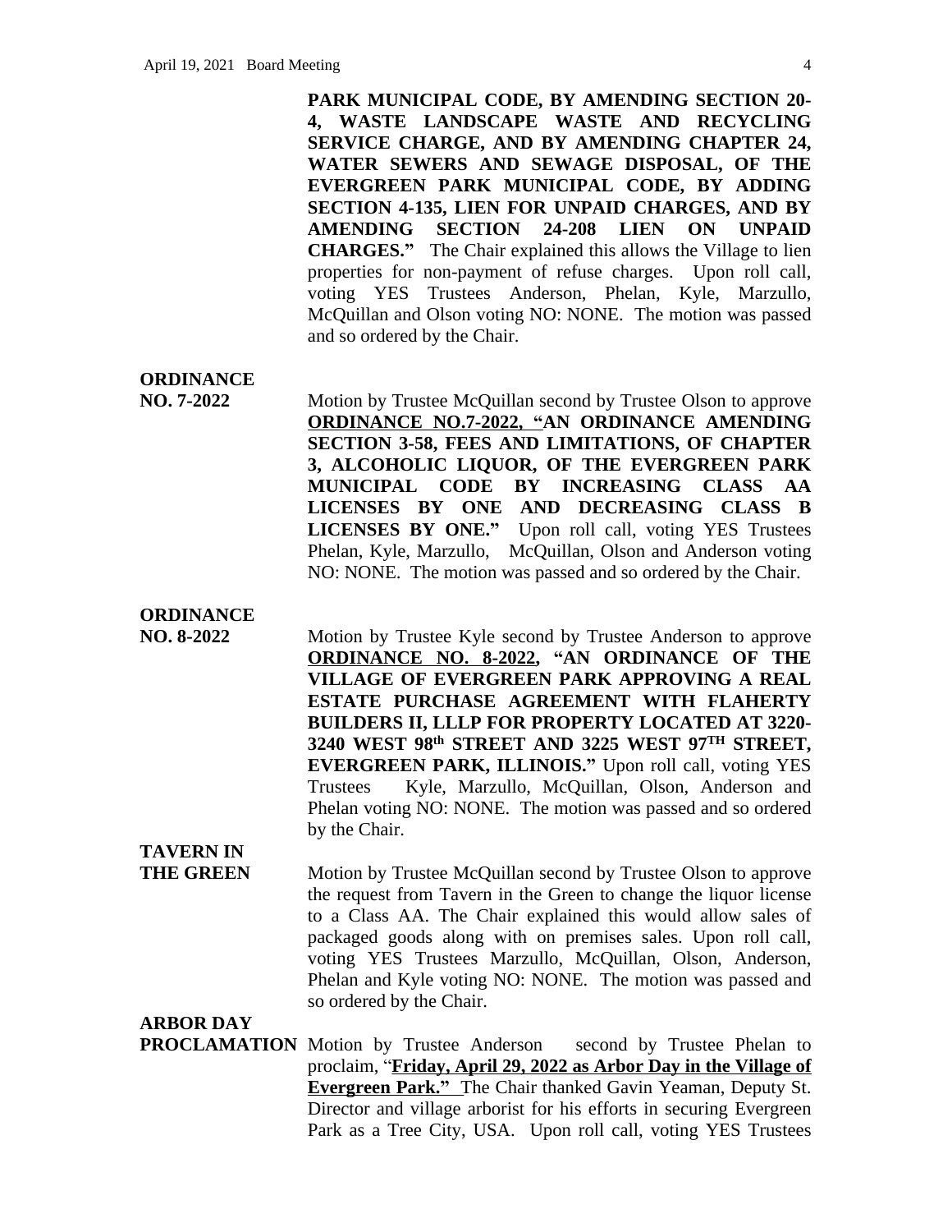**PARK MUNICIPAL CODE, BY AMENDING SECTION 20-4, WASTE LANDSCAPE WASTE AND RECYCLING SERVICE CHARGE, AND BY AMENDING CHAPTER 24, WATER SEWERS AND SEWAGE DISPOSAL, OF THE EVERGREEN PARK MUNICIPAL CODE, BY ADDING SECTION 4-135, LIEN FOR UNPAID CHARGES, AND BY AMENDING SECTION 24-208 LIEN ON UNPAID CHARGES."** The Chair explained this allows the Village to lien properties for non-payment of refuse charges. Upon roll call, voting YES Trustees Anderson, Phelan, Kyle, Marzullo, McQuillan and Olson voting NO: NONE. The motion was passed and so ordered by the Chair.

**ORDINANCE NO. 7-2022**

Motion by Trustee McQuillan second by Trustee Olson to approve **ORDINANCE NO.7-2022, "AN ORDINANCE AMENDING SECTION 3-58, FEES AND LIMITATIONS, OF CHAPTER 3, ALCOHOLIC LIQUOR, OF THE EVERGREEN PARK MUNICIPAL CODE BY INCREASING CLASS AA LICENSES BY ONE AND DECREASING CLASS B LICENSES BY ONE."** Upon roll call, voting YES Trustees Phelan, Kyle, Marzullo, McQuillan, Olson and Anderson voting NO: NONE. The motion was passed and so ordered by the Chair.

**ORDINANCE NO. 8-2022**

Motion by Trustee Kyle second by Trustee Anderson to approve **ORDINANCE NO. 8-2022, "AN ORDINANCE OF THE VILLAGE OF EVERGREEN PARK APPROVING A REAL ESTATE PURCHASE AGREEMENT WITH FLAHERTY BUILDERS II, LLLP FOR PROPERTY LOCATED AT 3220-3240 WEST 98th STREET AND 3225 WEST 97TH STREET, EVERGREEN PARK, ILLINOIS."** Upon roll call, voting YES Trustees Kyle, Marzullo, McQuillan, Olson, Anderson and Phelan voting NO: NONE. The motion was passed and so ordered by the Chair.

**TAVERN IN THE GREEN**

Motion by Trustee McQuillan second by Trustee Olson to approve the request from Tavern in the Green to change the liquor license to a Class AA. The Chair explained this would allow sales of packaged goods along with on premises sales. Upon roll call, voting YES Trustees Marzullo, McQuillan, Olson, Anderson, Phelan and Kyle voting NO: NONE. The motion was passed and so ordered by the Chair.

**ARBOR DAY PROCLAMATION**

Motion by Trustee Anderson second by Trustee Phelan to proclaim, "**Friday, April 29, 2022 as Arbor Day in the Village of Evergreen Park."** The Chair thanked Gavin Yeaman, Deputy St. Director and village arborist for his efforts in securing Evergreen Park as a Tree City, USA. Upon roll call, voting YES Trustees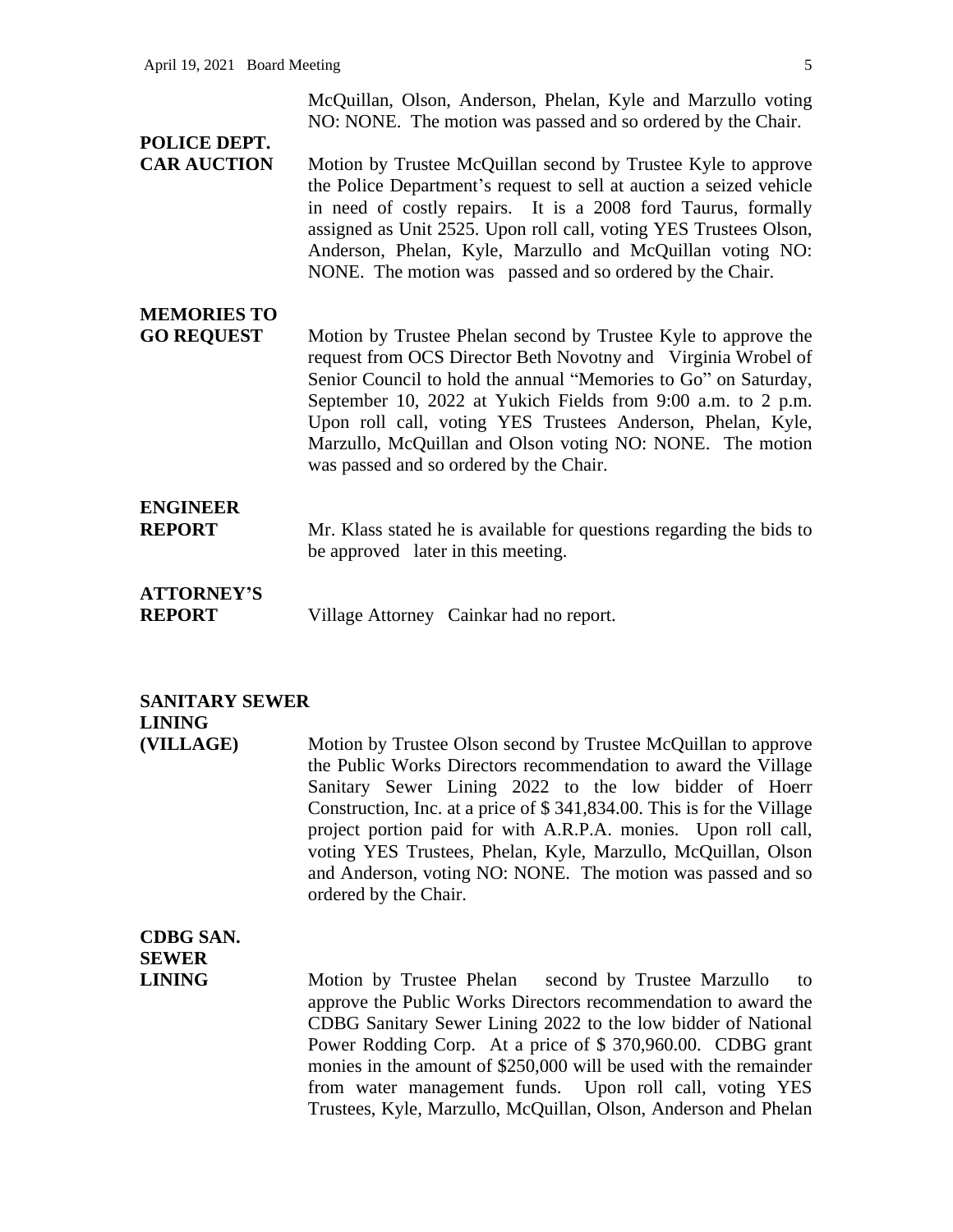McQuillan, Olson, Anderson, Phelan, Kyle and Marzullo voting NO: NONE. The motion was passed and so ordered by the Chair.

**POLICE DEPT. CAR AUCTION**

Motion by Trustee McQuillan second by Trustee Kyle to approve the Police Department's request to sell at auction a seized vehicle in need of costly repairs. It is a 2008 ford Taurus, formally assigned as Unit 2525. Upon roll call, voting YES Trustees Olson, Anderson, Phelan, Kyle, Marzullo and McQuillan voting NO: NONE. The motion was passed and so ordered by the Chair.

**MEMORIES TO GO REQUEST**

Motion by Trustee Phelan second by Trustee Kyle to approve the request from OCS Director Beth Novotny and Virginia Wrobel of Senior Council to hold the annual "Memories to Go" on Saturday, September 10, 2022 at Yukich Fields from 9:00 a.m. to 2 p.m. Upon roll call, voting YES Trustees Anderson, Phelan, Kyle, Marzullo, McQuillan and Olson voting NO: NONE. The motion was passed and so ordered by the Chair.

**ENGINEER REPORT**

Mr. Klass stated he is available for questions regarding the bids to be approved later in this meeting.

**ATTORNEY'S REPORT**

Village Attorney Cainkar had no report.

**SANITARY SEWER LINING (VILLAGE)**

Motion by Trustee Olson second by Trustee McQuillan to approve the Public Works Directors recommendation to award the Village Sanitary Sewer Lining 2022 to the low bidder of Hoerr Construction, Inc. at a price of $ 341,834.00. This is for the Village project portion paid for with A.R.P.A. monies. Upon roll call, voting YES Trustees, Phelan, Kyle, Marzullo, McQuillan, Olson and Anderson, voting NO: NONE. The motion was passed and so ordered by the Chair.

**CDBG SAN. SEWER LINING**

Motion by Trustee Phelan second by Trustee Marzullo to approve the Public Works Directors recommendation to award the CDBG Sanitary Sewer Lining 2022 to the low bidder of National Power Rodding Corp. At a price of $ 370,960.00. CDBG grant monies in the amount of $250,000 will be used with the remainder from water management funds. Upon roll call, voting YES Trustees, Kyle, Marzullo, McQuillan, Olson, Anderson and Phelan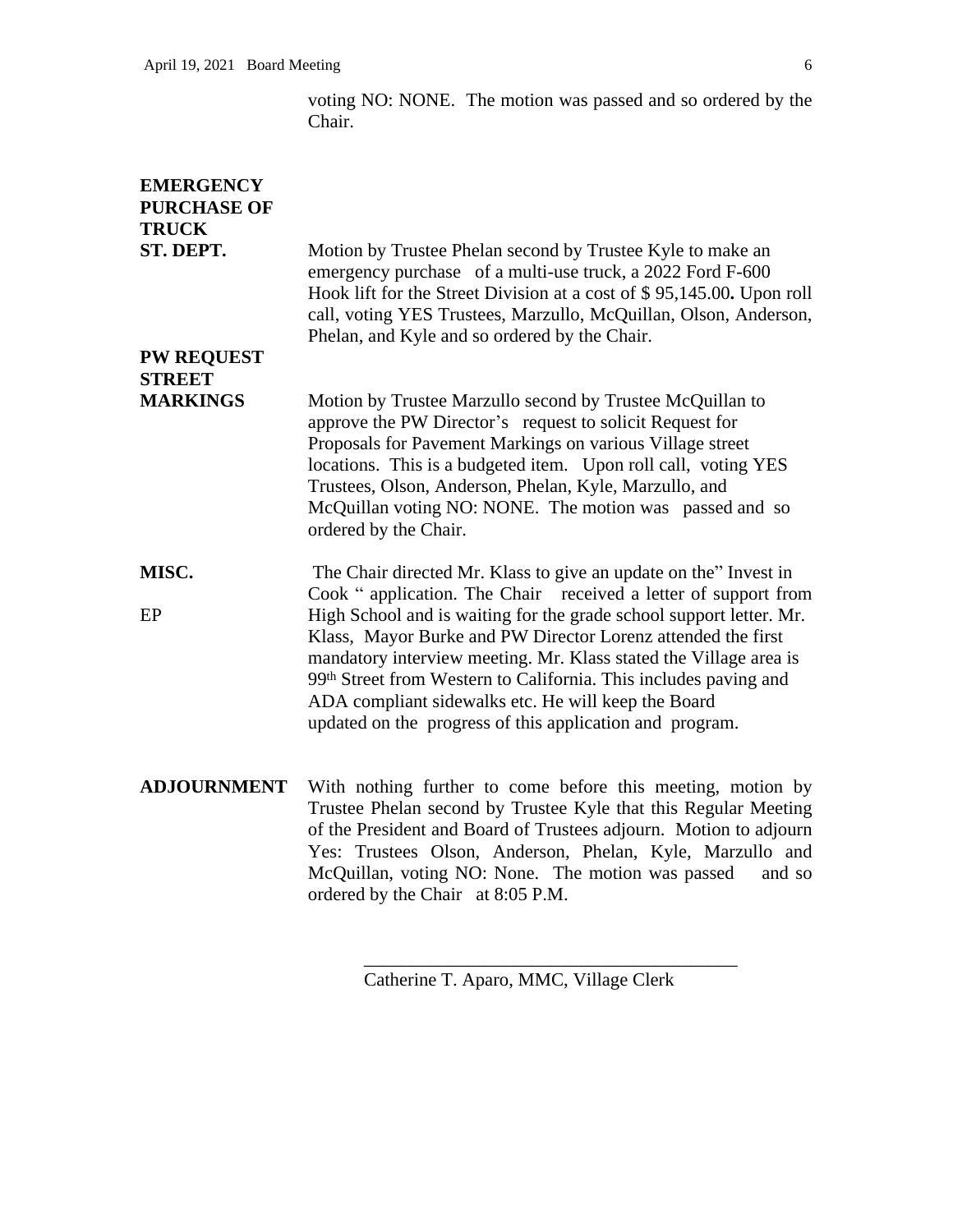voting NO: NONE. The motion was passed and so ordered by the Chair.

**EMERGENCY PURCHASE OF TRUCK ST. DEPT.**

Motion by Trustee Phelan second by Trustee Kyle to make an emergency purchase of a multi-use truck, a 2022 Ford F-600 Hook lift for the Street Division at a cost of $ 95,145.00**.** Upon roll call, voting YES Trustees, Marzullo, McQuillan, Olson, Anderson, Phelan, and Kyle and so ordered by the Chair.

**PW REQUEST STREET MARKINGS**

Motion by Trustee Marzullo second by Trustee McQuillan to approve the PW Director's request to solicit Request for Proposals for Pavement Markings on various Village street locations. This is a budgeted item. Upon roll call, voting YES Trustees, Olson, Anderson, Phelan, Kyle, Marzullo, and McQuillan voting NO: NONE. The motion was passed and so ordered by the Chair.

**MISC.**

EP

The Chair directed Mr. Klass to give an update on the" Invest in Cook " application. The Chair received a letter of support from High School and is waiting for the grade school support letter. Mr. Klass, Mayor Burke and PW Director Lorenz attended the first mandatory interview meeting. Mr. Klass stated the Village area is 99th Street from Western to California. This includes paving and ADA compliant sidewalks etc. He will keep the Board updated on the progress of this application and program.

**ADJOURNMENT**

With nothing further to come before this meeting, motion by Trustee Phelan second by Trustee Kyle that this Regular Meeting of the President and Board of Trustees adjourn. Motion to adjourn Yes: Trustees Olson, Anderson, Phelan, Kyle, Marzullo and McQuillan, voting NO: None. The motion was passed and so ordered by the Chair at 8:05 P.M.

\_\_\_\_\_\_\_\_\_\_\_\_\_\_\_\_\_\_\_\_\_\_\_\_\_\_\_\_\_\_\_\_\_\_\_\_\_\_\_\_

Catherine T. Aparo, MMC, Village Clerk